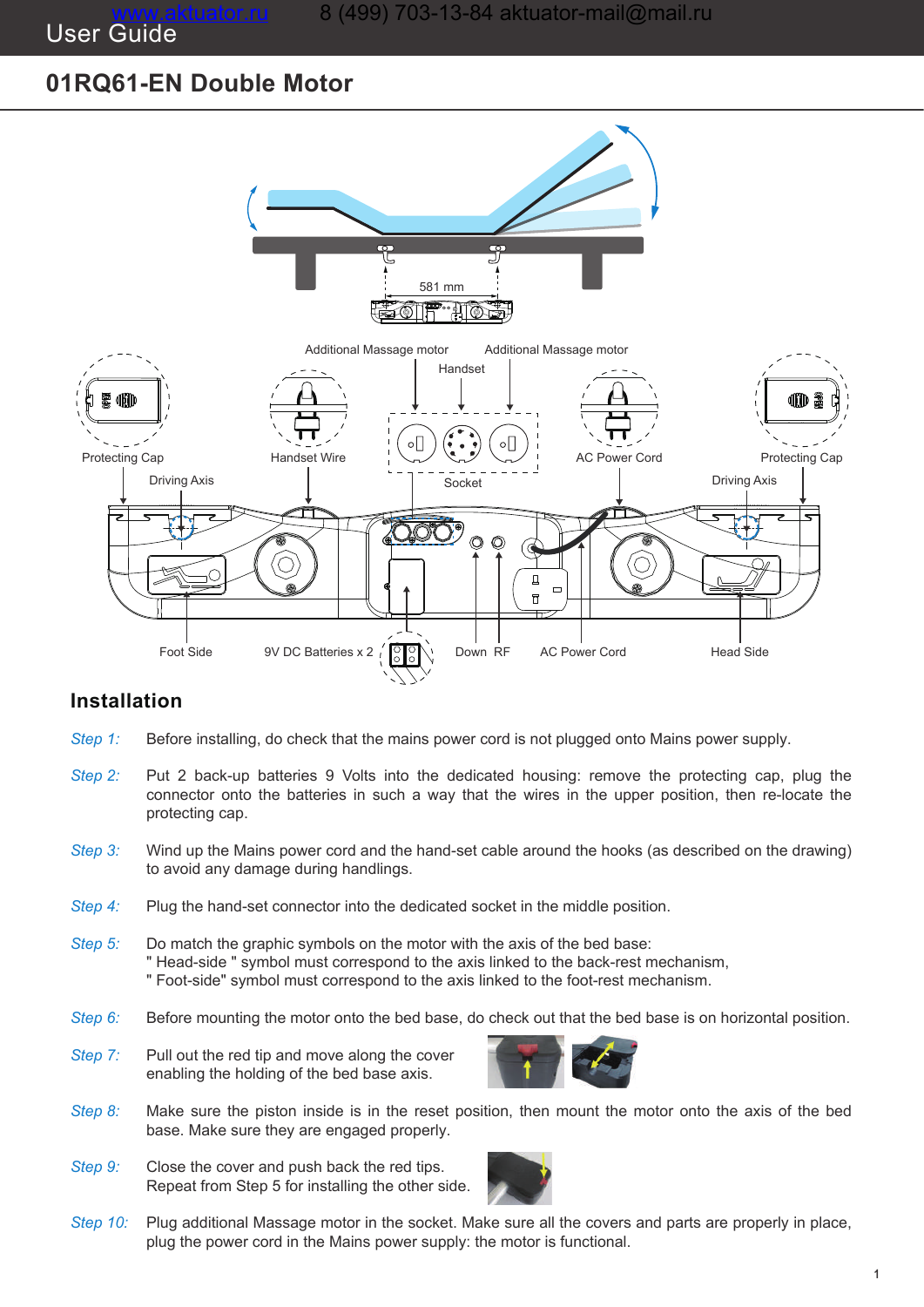# 01RQ61-EN Double Motor

581 mm

Additional Massage motor | Handset | Additional Massage motor

Protecting Cap | Handset Wire | Socket | AC Power Cord | Protecting Cap

Driving Axis | Driving Axis

Foot Side | 9V DC Batteries x 2 | Down RF | AC Power Cord | Head Side

## Installation

*Step 1:* Before installing, do check that the mains power cord is not plugged onto Mains power supply.

*Step 2:* Put 2 back-up batteries 9 Volts into the dedicated housing: remove the protecting cap, plug the connector onto the batteries in such a way that the wires in the upper position, then re-locate the protecting cap.

*Step 3:* Wind up the Mains power cord and the hand-set cable around the hooks (as described on the drawing) to avoid any damage during handlings.

*Step 4:* Plug the hand-set connector into the dedicated socket in the middle position.

*Step 5:* Do match the graphic symbols on the motor with the axis of the bed base:
" Head-side " symbol must correspond to the axis linked to the back-rest mechanism,
" Foot-side" symbol must correspond to the axis linked to the foot-rest mechanism.

*Step 6:* Before mounting the motor onto the bed base, do check out that the bed base is on horizontal position.

*Step 7:* Pull out the red tip and move along the cover enabling the holding of the bed base axis.

*Step 8:* Make sure the piston inside is in the reset position, then mount the motor onto the axis of the bed base. Make sure they are engaged properly.

*Step 9:* Close the cover and push back the red tips.
Repeat from Step 5 for installing the other side.

*Step 10:* Plug additional Massage motor in the socket. Make sure all the covers and parts are properly in place, plug the power cord in the Mains power supply: the motor is functional.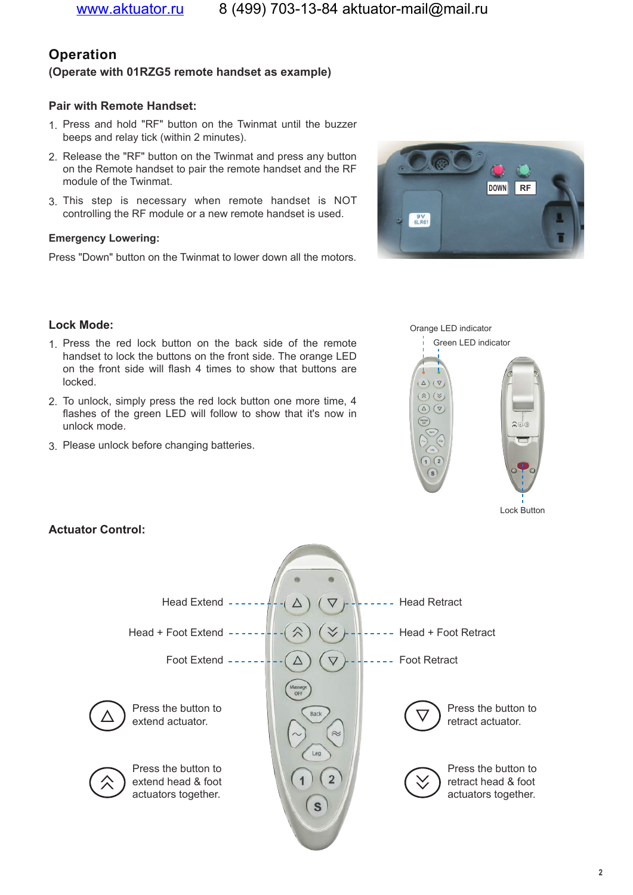## Operation

### (Operate with 01RZG5 remote handset as example)

### Pair with Remote Handset:

1. Press and hold "RF" button on the Twinmat until the buzzer beeps and relay tick (within 2 minutes).
2. Release the "RF" button on the Twinmat and press any button on the Remote handset to pair the remote handset and the RF module of the Twinmat.
3. This step is necessary when remote handset is NOT controlling the RF module or a new remote handset is used.

### Emergency Lowering:

Press "Down" button on the Twinmat to lower down all the motors.

### Lock Mode:

1. Press the red lock button on the back side of the remote handset to lock the buttons on the front side. The orange LED on the front side will flash 4 times to show that buttons are locked.
2. To unlock, simply press the red lock button one more time, 4 flashes of the green LED will follow to show that it's now in unlock mode.
3. Please unlock before changing batteries.

Orange LED indicator

Green LED indicator

Lock Button

### Actuator Control:

Head Extend — Head Retract

Head + Foot Extend — Head + Foot Retract

Foot Extend — Foot Retract

Press the button to extend actuator.

Press the button to retract actuator.

Press the button to extend head & foot actuators together.

Press the button to retract head & foot actuators together.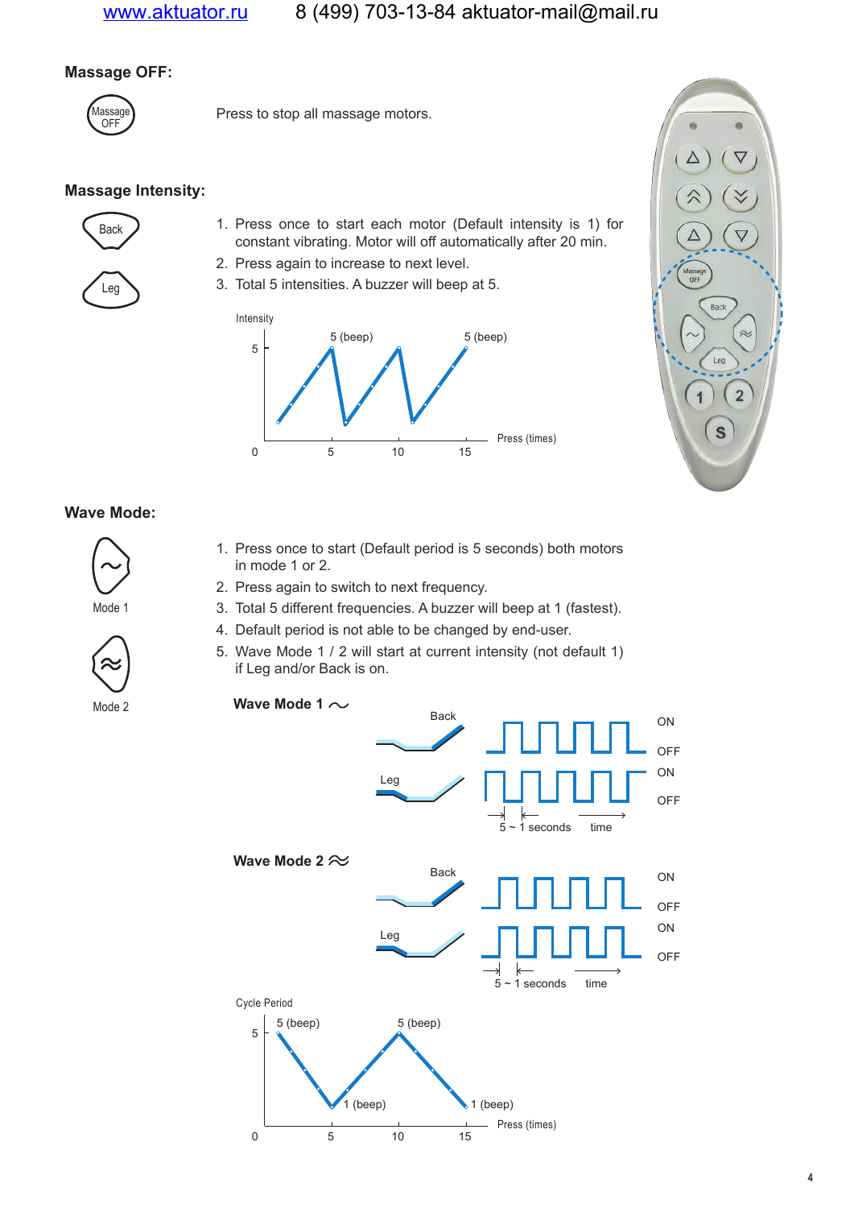## Massage OFF:

Massage OFF

Press to stop all massage motors.

## Massage Intensity:

Back

Leg

1. Press once to start each motor (Default intensity is 1) for constant vibrating. Motor will off automatically after 20 min.
2. Press again to increase to next level.
3. Total 5 intensities. A buzzer will beep at 5.

## Wave Mode:

Mode 1

Mode 2

1. Press once to start (Default period is 5 seconds) both motors in mode 1 or 2.
2. Press again to switch to next frequency.
3. Total 5 different frequencies. A buzzer will beep at 1 (fastest).
4. Default period is not able to be changed by end-user.
5. Wave Mode 1 / 2 will start at current intensity (not default 1) if Leg and/or Back is on.

**Wave Mode 1**

**Wave Mode 2**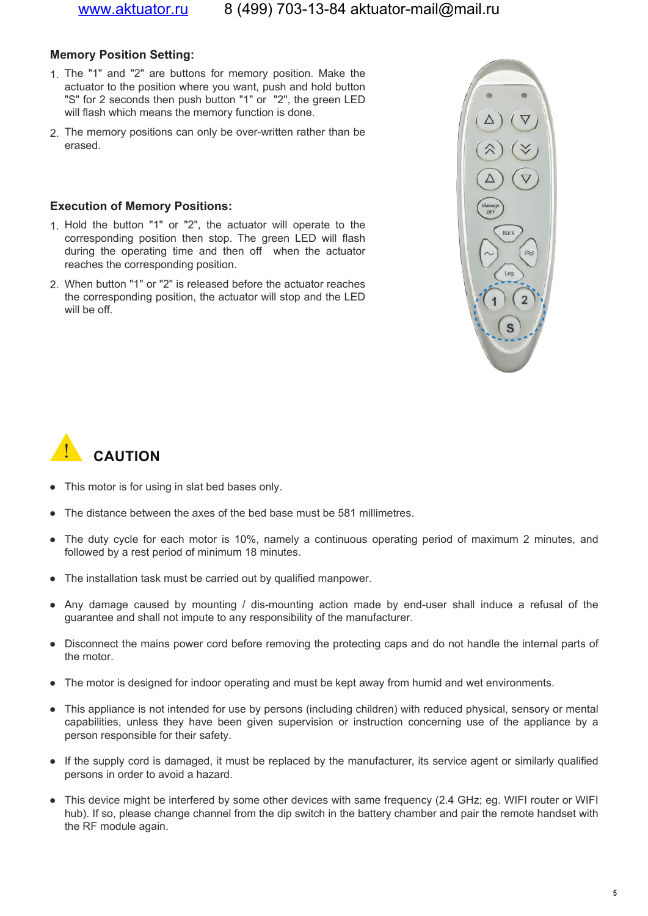## Memory Position Setting:

1. The "1" and "2" are buttons for memory position. Make the actuator to the position where you want, push and hold button "S" for 2 seconds then push button "1" or "2", the green LED will flash which means the memory function is done.
2. The memory positions can only be over-written rather than be erased.

## Execution of Memory Positions:

1. Hold the button "1" or "2", the actuator will operate to the corresponding position then stop. The green LED will flash during the operating time and then off when the actuator reaches the corresponding position.
2. When button "1" or "2" is released before the actuator reaches the corresponding position, the actuator will stop and the LED will be off.

## CAUTION

- This motor is for using in slat bed bases only.
- The distance between the axes of the bed base must be 581 millimetres.
- The duty cycle for each motor is 10%, namely a continuous operating period of maximum 2 minutes, and followed by a rest period of minimum 18 minutes.
- The installation task must be carried out by qualified manpower.
- Any damage caused by mounting / dis-mounting action made by end-user shall induce a refusal of the guarantee and shall not impute to any responsibility of the manufacturer.
- Disconnect the mains power cord before removing the protecting caps and do not handle the internal parts of the motor.
- The motor is designed for indoor operating and must be kept away from humid and wet environments.
- This appliance is not intended for use by persons (including children) with reduced physical, sensory or mental capabilities, unless they have been given supervision or instruction concerning use of the appliance by a person responsible for their safety.
- If the supply cord is damaged, it must be replaced by the manufacturer, its service agent or similarly qualified persons in order to avoid a hazard.
- This device might be interfered by some other devices with same frequency (2.4 GHz; eg. WIFI router or WIFI hub). If so, please change channel from the dip switch in the battery chamber and pair the remote handset with the RF module again.